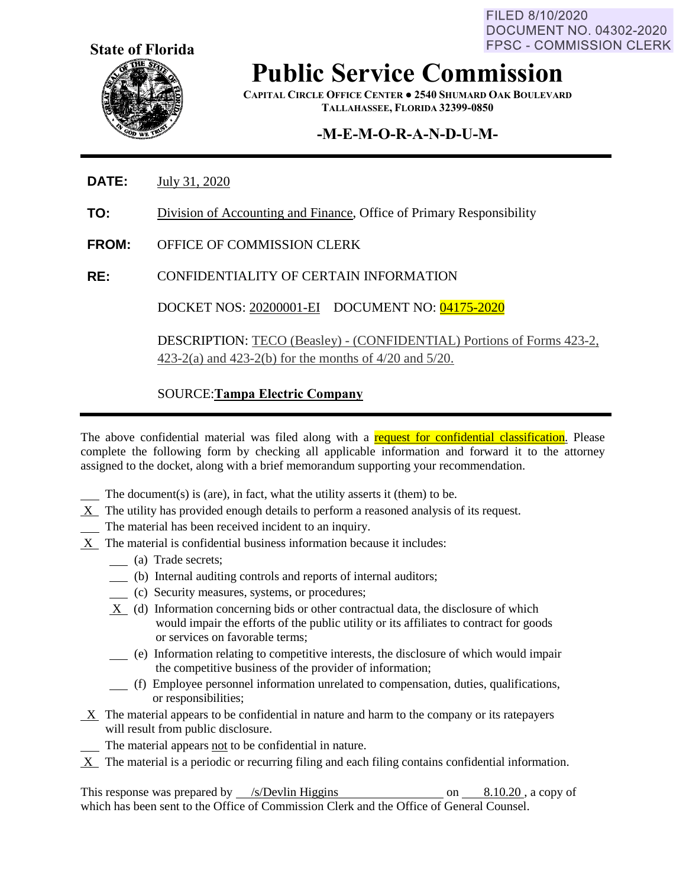FILED 8/10/2020
DOCUMENT NO. 04302-2020
FPSC - COMMISSION CLERK

**State of Florida**

# Public Service Commission

**CAPITAL CIRCLE OFFICE CENTER ● 2540 SHUMARD OAK BOULEVARD**
**TALLAHASSEE, FLORIDA 32399-0850**

## -M-E-M-O-R-A-N-D-U-M-

---

**DATE:** July 31, 2020

**TO:** Division of Accounting and Finance, Office of Primary Responsibility

**FROM:** OFFICE OF COMMISSION CLERK

**RE:** CONFIDENTIALITY OF CERTAIN INFORMATION

DOCKET NOS: 20200001-EI DOCUMENT NO: 04175-2020

DESCRIPTION: TECO (Beasley) - (CONFIDENTIAL) Portions of Forms 423-2, 423-2(a) and 423-2(b) for the months of 4/20 and 5/20.

SOURCE: **Tampa Electric Company**

---

The above confidential material was filed along with a request for confidential classification. Please complete the following form by checking all applicable information and forward it to the attorney assigned to the docket, along with a brief memorandum supporting your recommendation.

___ The document(s) is (are), in fact, what the utility asserts it (them) to be.

_X_ The utility has provided enough details to perform a reasoned analysis of its request.

___ The material has been received incident to an inquiry.

_X_ The material is confidential business information because it includes:

- ___ (a) Trade secrets;
- ___ (b) Internal auditing controls and reports of internal auditors;
- ___ (c) Security measures, systems, or procedures;
- _X_ (d) Information concerning bids or other contractual data, the disclosure of which would impair the efforts of the public utility or its affiliates to contract for goods or services on favorable terms;
- ___ (e) Information relating to competitive interests, the disclosure of which would impair the competitive business of the provider of information;
- ___ (f) Employee personnel information unrelated to compensation, duties, qualifications, or responsibilities;

_X_ The material appears to be confidential in nature and harm to the company or its ratepayers will result from public disclosure.

___ The material appears not to be confidential in nature.

_X_ The material is a periodic or recurring filing and each filing contains confidential information.

This response was prepared by /s/Devlin Higgins on 8.10.20, a copy of which has been sent to the Office of Commission Clerk and the Office of General Counsel.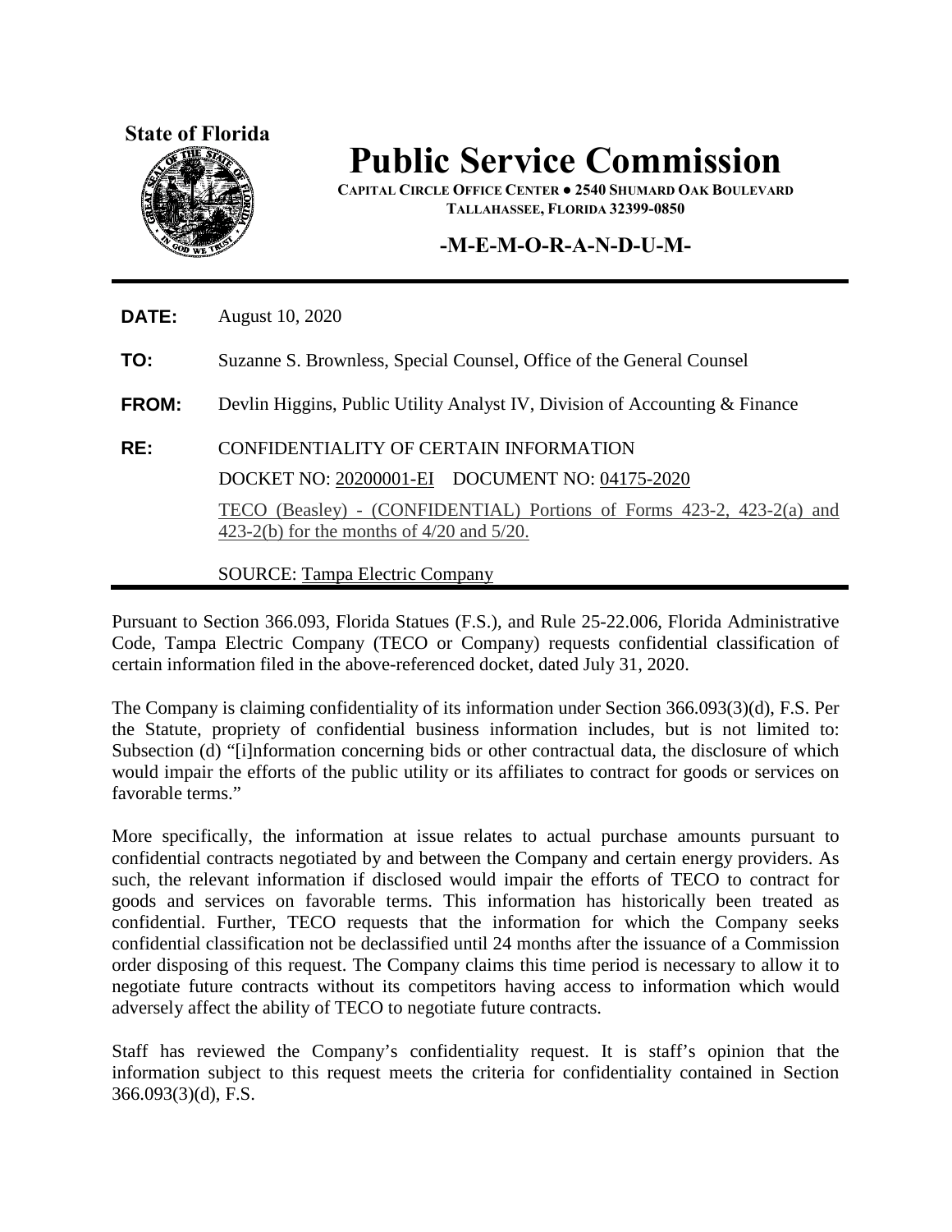State of Florida

# Public Service Commission

**CAPITAL CIRCLE OFFICE CENTER ● 2540 SHUMARD OAK BOULEVARD**
**TALLAHASSEE, FLORIDA 32399-0850**

## -M-E-M-O-R-A-N-D-U-M-

**DATE:** August 10, 2020

**TO:** Suzanne S. Brownless, Special Counsel, Office of the General Counsel

**FROM:** Devlin Higgins, Public Utility Analyst IV, Division of Accounting & Finance

**RE:** CONFIDENTIALITY OF CERTAIN INFORMATION
DOCKET NO: 20200001-EI DOCUMENT NO: 04175-2020
TECO (Beasley) - (CONFIDENTIAL) Portions of Forms 423-2, 423-2(a) and 423-2(b) for the months of 4/20 and 5/20.

SOURCE: Tampa Electric Company

---

Pursuant to Section 366.093, Florida Statues (F.S.), and Rule 25-22.006, Florida Administrative Code, Tampa Electric Company (TECO or Company) requests confidential classification of certain information filed in the above-referenced docket, dated July 31, 2020.

The Company is claiming confidentiality of its information under Section 366.093(3)(d), F.S. Per the Statute, propriety of confidential business information includes, but is not limited to: Subsection (d) "[i]nformation concerning bids or other contractual data, the disclosure of which would impair the efforts of the public utility or its affiliates to contract for goods or services on favorable terms."

More specifically, the information at issue relates to actual purchase amounts pursuant to confidential contracts negotiated by and between the Company and certain energy providers. As such, the relevant information if disclosed would impair the efforts of TECO to contract for goods and services on favorable terms. This information has historically been treated as confidential. Further, TECO requests that the information for which the Company seeks confidential classification not be declassified until 24 months after the issuance of a Commission order disposing of this request. The Company claims this time period is necessary to allow it to negotiate future contracts without its competitors having access to information which would adversely affect the ability of TECO to negotiate future contracts.

Staff has reviewed the Company's confidentiality request. It is staff's opinion that the information subject to this request meets the criteria for confidentiality contained in Section 366.093(3)(d), F.S.